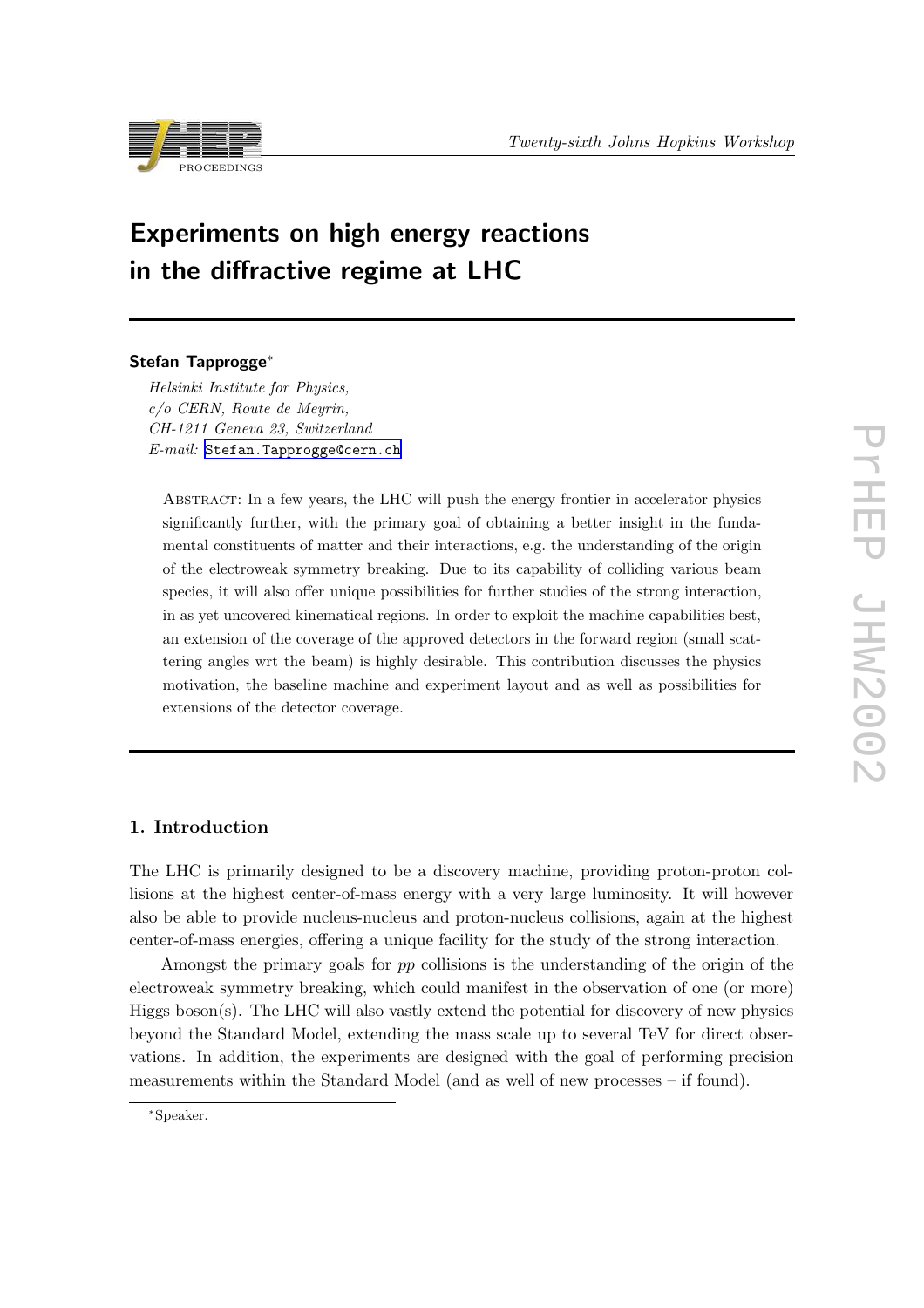# Experiments on high energy reactions in the diffractive regime at LHC

**Stefan Tapprogge**[*]

*Helsinki Institute for Physics,*
*c/o CERN, Route de Meyrin,*
*CH-1211 Geneva 23, Switzerland*
*E-mail:* Stefan.Tapprogge@cern.ch

Abstract: In a few years, the LHC will push the energy frontier in accelerator physics significantly further, with the primary goal of obtaining a better insight in the fundamental constituents of matter and their interactions, e.g. the understanding of the origin of the electroweak symmetry breaking. Due to its capability of colliding various beam species, it will also offer unique possibilities for further studies of the strong interaction, in as yet uncovered kinematical regions. In order to exploit the machine capabilities best, an extension of the coverage of the approved detectors in the forward region (small scattering angles wrt the beam) is highly desirable. This contribution discusses the physics motivation, the baseline machine and experiment layout and as well as possibilities for extensions of the detector coverage.

## 1. Introduction

The LHC is primarily designed to be a discovery machine, providing proton-proton collisions at the highest center-of-mass energy with a very large luminosity. It will however also be able to provide nucleus-nucleus and proton-nucleus collisions, again at the highest center-of-mass energies, offering a unique facility for the study of the strong interaction.

Amongst the primary goals for *pp* collisions is the understanding of the origin of the electroweak symmetry breaking, which could manifest in the observation of one (or more) Higgs boson(s). The LHC will also vastly extend the potential for discovery of new physics beyond the Standard Model, extending the mass scale up to several TeV for direct observations. In addition, the experiments are designed with the goal of performing precision measurements within the Standard Model (and as well of new processes – if found).

[*] Speaker.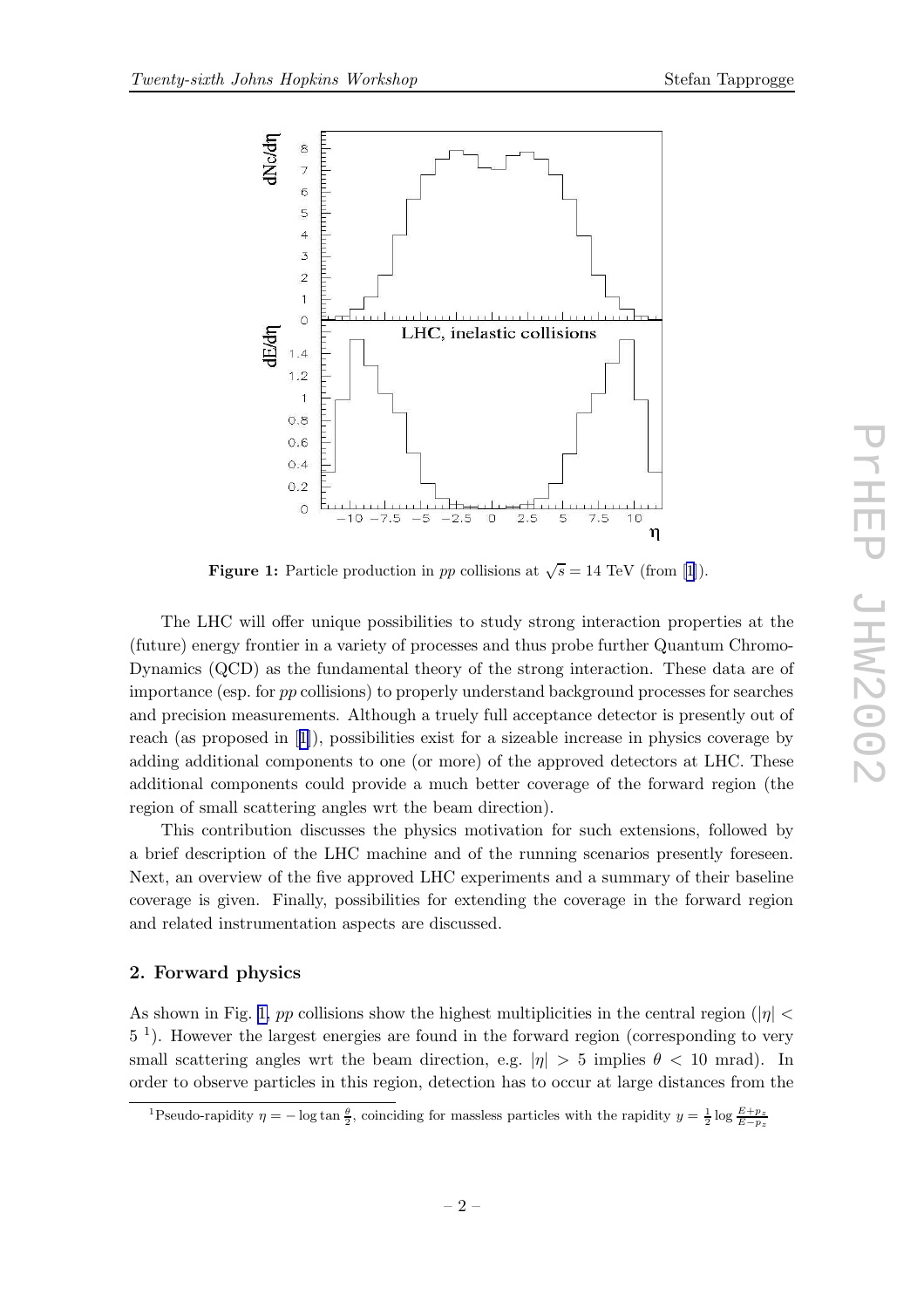**Figure 1:** Particle production in $pp$ collisions at $\sqrt{s} = 14$ TeV (from [1]).

The LHC will offer unique possibilities to study strong interaction properties at the (future) energy frontier in a variety of processes and thus probe further Quantum Chromo-Dynamics (QCD) as the fundamental theory of the strong interaction. These data are of importance (esp. for $pp$ collisions) to properly understand background processes for searches and precision measurements. Although a truely full acceptance detector is presently out of reach (as proposed in [1]), possibilities exist for a sizeable increase in physics coverage by adding additional components to one (or more) of the approved detectors at LHC. These additional components could provide a much better coverage of the forward region (the region of small scattering angles wrt the beam direction).

This contribution discusses the physics motivation for such extensions, followed by a brief description of the LHC machine and of the running scenarios presently foreseen. Next, an overview of the five approved LHC experiments and a summary of their baseline coverage is given. Finally, possibilities for extending the coverage in the forward region and related instrumentation aspects are discussed.

## 2. Forward physics

As shown in Fig. 1, $pp$ collisions show the highest multiplicities in the central region ($|\eta| < 5$ [1]). However the largest energies are found in the forward region (corresponding to very small scattering angles wrt the beam direction, e.g. $|\eta| > 5$ implies $\theta < 10$ mrad). In order to observe particles in this region, detection has to occur at large distances from the

[1]Pseudo-rapidity $\eta = -\log \tan \frac{\theta}{2}$, coinciding for massless particles with the rapidity $y = \frac{1}{2} \log \frac{E+p_z}{E-p_z}$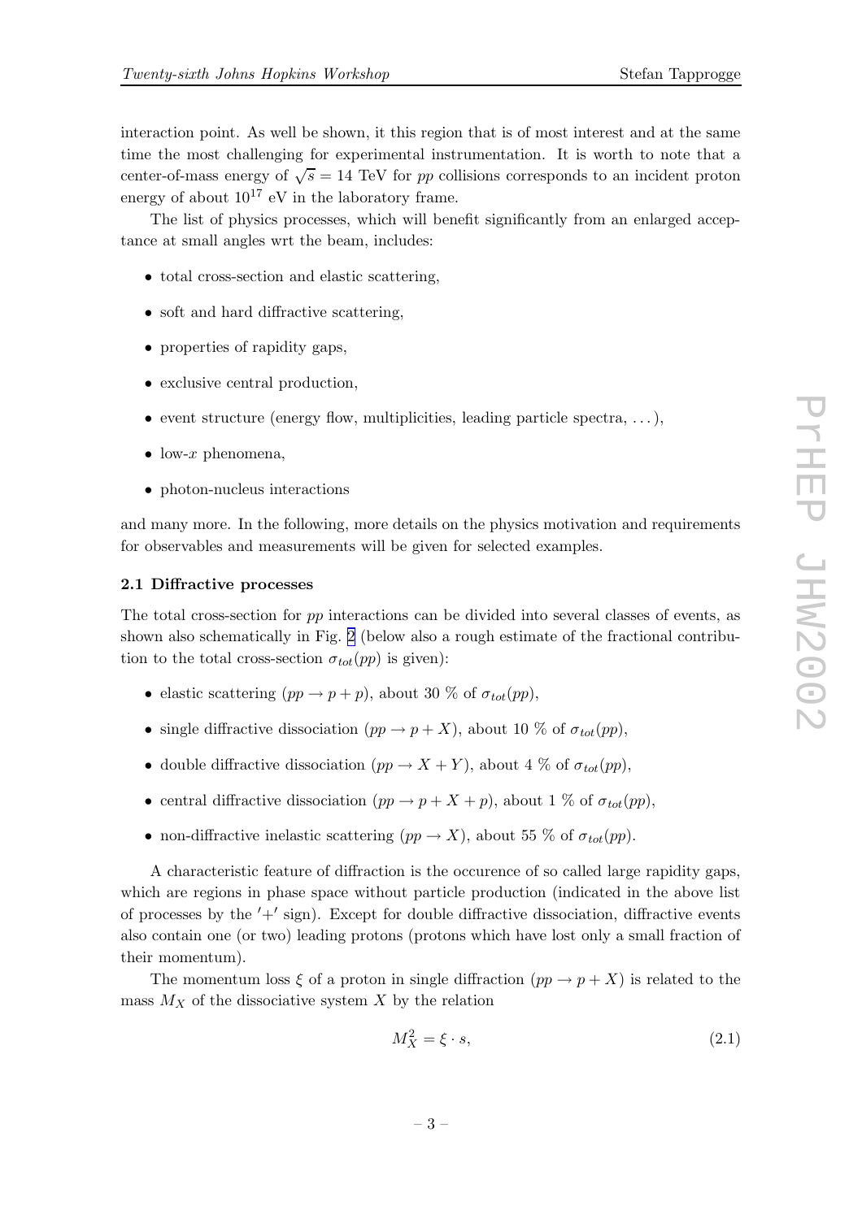interaction point. As well be shown, it this region that is of most interest and at the same time the most challenging for experimental instrumentation. It is worth to note that a center-of-mass energy of $\sqrt{s} = 14$ TeV for $pp$ collisions corresponds to an incident proton energy of about $10^{17}$ eV in the laboratory frame.

The list of physics processes, which will benefit significantly from an enlarged acceptance at small angles wrt the beam, includes:

- total cross-section and elastic scattering,
- soft and hard diffractive scattering,
- properties of rapidity gaps,
- exclusive central production,
- event structure (energy flow, multiplicities, leading particle spectra, . . . ),
- low-$x$ phenomena,
- photon-nucleus interactions

and many more. In the following, more details on the physics motivation and requirements for observables and measurements will be given for selected examples.

### 2.1 Diffractive processes

The total cross-section for $pp$ interactions can be divided into several classes of events, as shown also schematically in Fig. 2 (below also a rough estimate of the fractional contribution to the total cross-section $\sigma_{tot}(pp)$ is given):

- elastic scattering ($pp \rightarrow p + p$), about 30 % of $\sigma_{tot}(pp)$,
- single diffractive dissociation ($pp \rightarrow p + X$), about 10 % of $\sigma_{tot}(pp)$,
- double diffractive dissociation ($pp \rightarrow X + Y$), about 4 % of $\sigma_{tot}(pp)$,
- central diffractive dissociation ($pp \rightarrow p + X + p$), about 1 % of $\sigma_{tot}(pp)$,
- non-diffractive inelastic scattering ($pp \rightarrow X$), about 55 % of $\sigma_{tot}(pp)$.

A characteristic feature of diffraction is the occurence of so called large rapidity gaps, which are regions in phase space without particle production (indicated in the above list of processes by the $'+'$ sign). Except for double diffractive dissociation, diffractive events also contain one (or two) leading protons (protons which have lost only a small fraction of their momentum).

The momentum loss $\xi$ of a proton in single diffraction ($pp \rightarrow p + X$) is related to the mass $M_X$ of the dissociative system $X$ by the relation

$$M_X^2 = \xi \cdot s, \tag{2.1}$$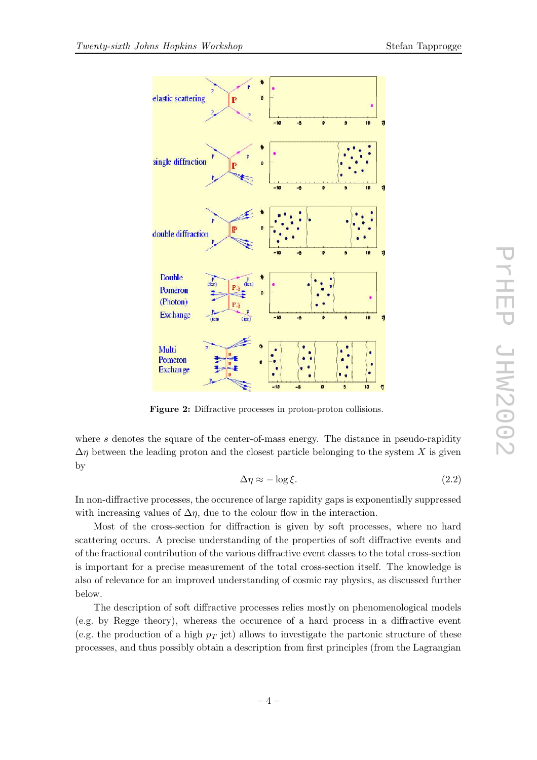Figure 2: Diffractive processes in proton-proton collisions.

where $s$ denotes the square of the center-of-mass energy. The distance in pseudo-rapidity $\Delta\eta$ between the leading proton and the closest particle belonging to the system $X$ is given by

$$\Delta\eta \approx -\log\xi. \tag{2.2}$$

In non-diffractive processes, the occurence of large rapidity gaps is exponentially suppressed with increasing values of $\Delta\eta$, due to the colour flow in the interaction.

Most of the cross-section for diffraction is given by soft processes, where no hard scattering occurs. A precise understanding of the properties of soft diffractive events and of the fractional contribution of the various diffractive event classes to the total cross-section is important for a precise measurement of the total cross-section itself. The knowledge is also of relevance for an improved understanding of cosmic ray physics, as discussed further below.

The description of soft diffractive processes relies mostly on phenomenological models (e.g. by Regge theory), whereas the occurence of a hard process in a diffractive event (e.g. the production of a high $p_T$ jet) allows to investigate the partonic structure of these processes, and thus possibly obtain a description from first principles (from the Lagrangian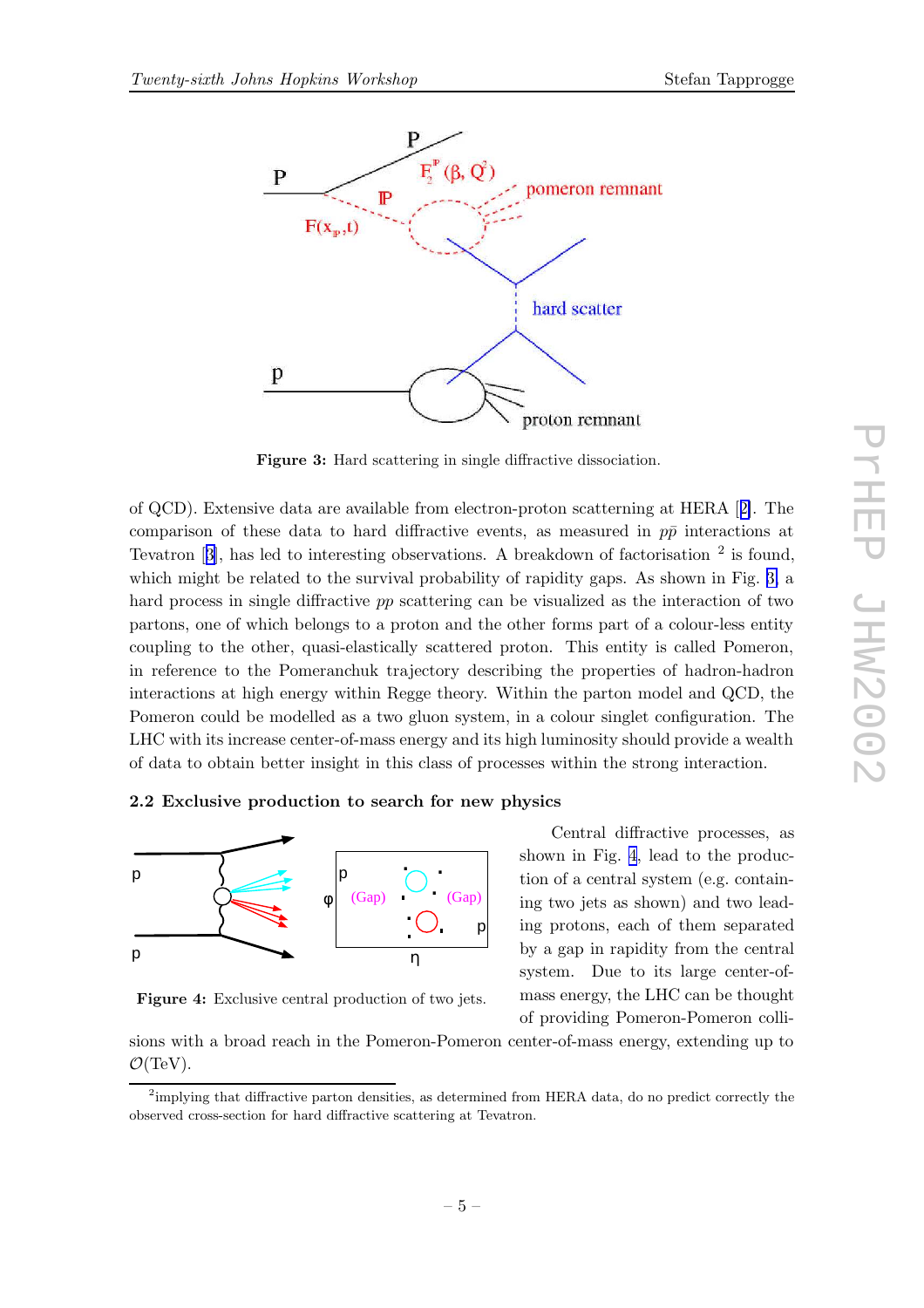Figure 3: Hard scattering in single diffractive dissociation.

of QCD). Extensive data are available from electron-proton scattering at HERA [2]. The comparison of these data to hard diffractive events, as measured in $p\bar{p}$ interactions at Tevatron [3], has led to interesting observations. A breakdown of factorisation [2] is found, which might be related to the survival probability of rapidity gaps. As shown in Fig. 3 a hard process in single diffractive *pp* scattering can be visualized as the interaction of two partons, one of which belongs to a proton and the other forms part of a colour-less entity coupling to the other, quasi-elastically scattered proton. This entity is called Pomeron, in reference to the Pomeranchuk trajectory describing the properties of hadron-hadron interactions at high energy within Regge theory. Within the parton model and QCD, the Pomeron could be modelled as a two gluon system, in a colour singlet configuration. The LHC with its increase center-of-mass energy and its high luminosity should provide a wealth of data to obtain better insight in this class of processes within the strong interaction.

### 2.2 Exclusive production to search for new physics

Figure 4: Exclusive central production of two jets.

Central diffractive processes, as shown in Fig. 4, lead to the production of a central system (e.g. containing two jets as shown) and two leading protons, each of them separated by a gap in rapidity from the central system. Due to its large center-of-mass energy, the LHC can be thought of providing Pomeron-Pomeron collisions with a broad reach in the Pomeron-Pomeron center-of-mass energy, extending up to $\mathcal{O}$(TeV).

[2]implying that diffractive parton densities, as determined from HERA data, do no predict correctly the observed cross-section for hard diffractive scattering at Tevatron.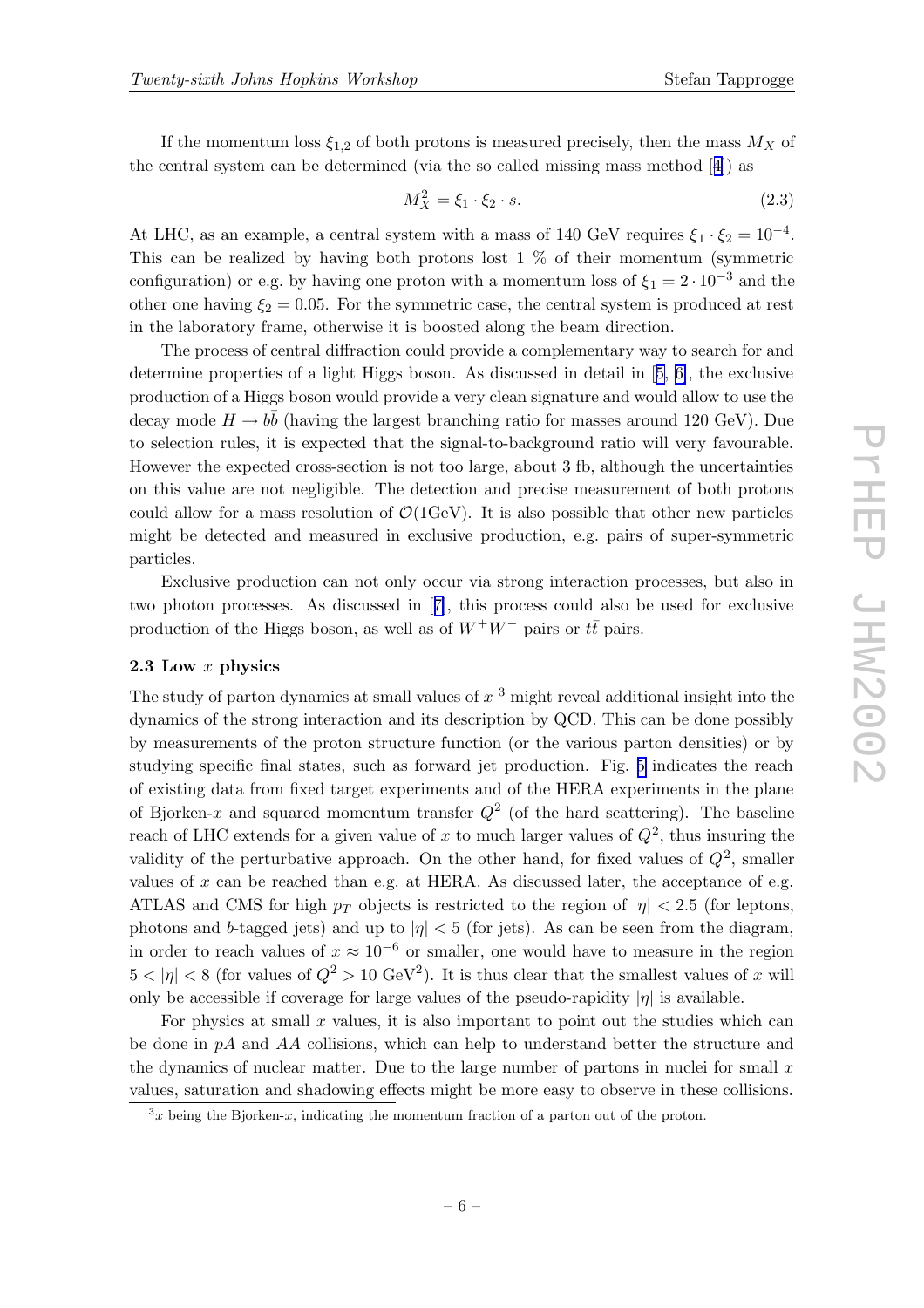If the momentum loss $\xi_{1,2}$ of both protons is measured precisely, then the mass $M_X$ of the central system can be determined (via the so called missing mass method [4]) as

$$M_X^2 = \xi_1 \cdot \xi_2 \cdot s. \tag{2.3}$$

At LHC, as an example, a central system with a mass of 140 GeV requires $\xi_1 \cdot \xi_2 = 10^{-4}$. This can be realized by having both protons lost 1 % of their momentum (symmetric configuration) or e.g. by having one proton with a momentum loss of $\xi_1 = 2 \cdot 10^{-3}$ and the other one having $\xi_2 = 0.05$. For the symmetric case, the central system is produced at rest in the laboratory frame, otherwise it is boosted along the beam direction.

The process of central diffraction could provide a complementary way to search for and determine properties of a light Higgs boson. As discussed in detail in [5, 6], the exclusive production of a Higgs boson would provide a very clean signature and would allow to use the decay mode $H \to b\bar{b}$ (having the largest branching ratio for masses around 120 GeV). Due to selection rules, it is expected that the signal-to-background ratio will very favourable. However the expected cross-section is not too large, about 3 fb, although the uncertainties on this value are not negligible. The detection and precise measurement of both protons could allow for a mass resolution of $\mathcal{O}(1\text{GeV})$. It is also possible that other new particles might be detected and measured in exclusive production, e.g. pairs of super-symmetric particles.

Exclusive production can not only occur via strong interaction processes, but also in two photon processes. As discussed in [7], this process could also be used for exclusive production of the Higgs boson, as well as of $W^+W^-$ pairs or $t\bar{t}$ pairs.

### 2.3 Low $x$ physics

The study of parton dynamics at small values of $x$ [3] might reveal additional insight into the dynamics of the strong interaction and its description by QCD. This can be done possibly by measurements of the proton structure function (or the various parton densities) or by studying specific final states, such as forward jet production. Fig. 5 indicates the reach of existing data from fixed target experiments and of the HERA experiments in the plane of Bjorken-$x$ and squared momentum transfer $Q^2$ (of the hard scattering). The baseline reach of LHC extends for a given value of $x$ to much larger values of $Q^2$, thus insuring the validity of the perturbative approach. On the other hand, for fixed values of $Q^2$, smaller values of $x$ can be reached than e.g. at HERA. As discussed later, the acceptance of e.g. ATLAS and CMS for high $p_T$ objects is restricted to the region of $|\eta| < 2.5$ (for leptons, photons and $b$-tagged jets) and up to $|\eta| < 5$ (for jets). As can be seen from the diagram, in order to reach values of $x \approx 10^{-6}$ or smaller, one would have to measure in the region $5 < |\eta| < 8$ (for values of $Q^2 > 10$ GeV$^2$). It is thus clear that the smallest values of $x$ will only be accessible if coverage for large values of the pseudo-rapidity $|\eta|$ is available.

For physics at small $x$ values, it is also important to point out the studies which can be done in $pA$ and $AA$ collisions, which can help to understand better the structure and the dynamics of nuclear matter. Due to the large number of partons in nuclei for small $x$ values, saturation and shadowing effects might be more easy to observe in these collisions.

[3] $x$ being the Bjorken-$x$, indicating the momentum fraction of a parton out of the proton.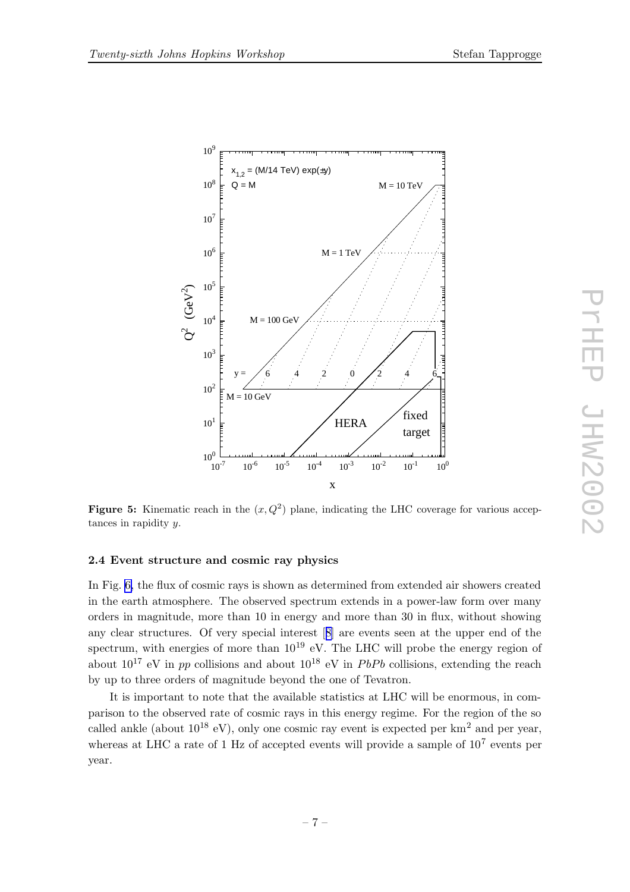**Figure 5:** Kinematic reach in the $(x, Q^2)$ plane, indicating the LHC coverage for various acceptances in rapidity $y$.

### 2.4 Event structure and cosmic ray physics

In Fig. 6, the flux of cosmic rays is shown as determined from extended air showers created in the earth atmosphere. The observed spectrum extends in a power-law form over many orders in magnitude, more than 10 in energy and more than 30 in flux, without showing any clear structures. Of very special interest [8] are events seen at the upper end of the spectrum, with energies of more than $10^{19}$ eV. The LHC will probe the energy region of about $10^{17}$ eV in $pp$ collisions and about $10^{18}$ eV in $PbPb$ collisions, extending the reach by up to three orders of magnitude beyond the one of Tevatron.

It is important to note that the available statistics at LHC will be enormous, in comparison to the observed rate of cosmic rays in this energy regime. For the region of the so called ankle (about $10^{18}$ eV), only one cosmic ray event is expected per $\mathrm{km}^2$ and per year, whereas at LHC a rate of 1 Hz of accepted events will provide a sample of $10^7$ events per year.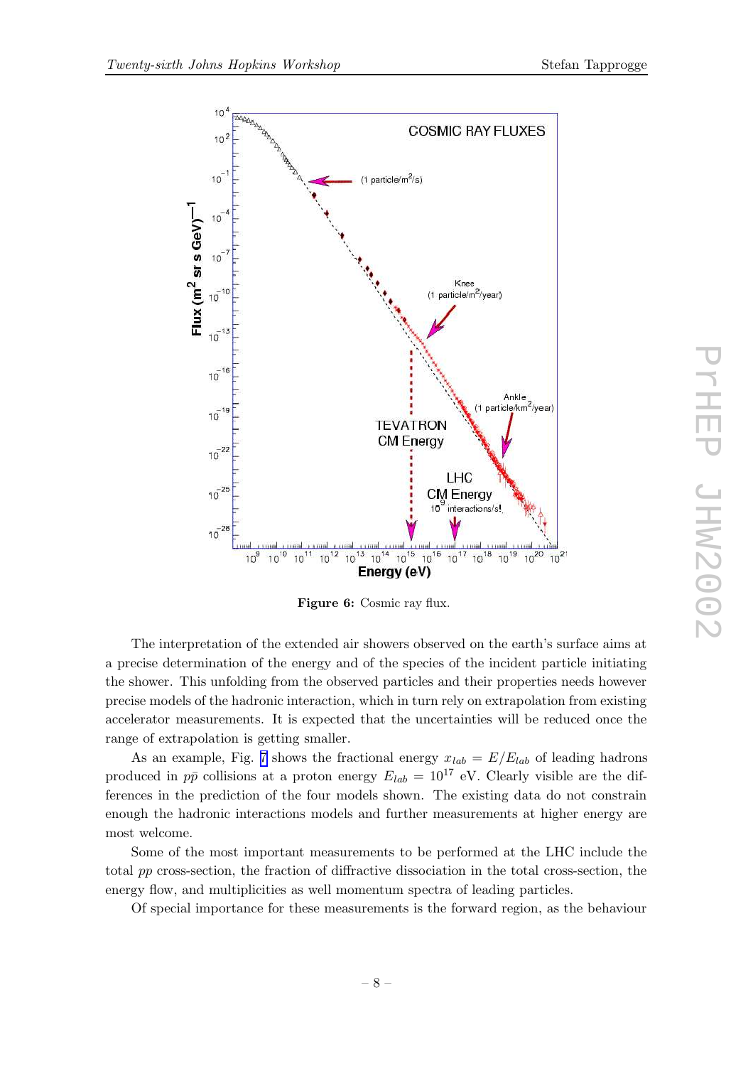Figure 6: Cosmic ray flux.

The interpretation of the extended air showers observed on the earth's surface aims at a precise determination of the energy and of the species of the incident particle initiating the shower. This unfolding from the observed particles and their properties needs however precise models of the hadronic interaction, which in turn rely on extrapolation from existing accelerator measurements. It is expected that the uncertainties will be reduced once the range of extrapolation is getting smaller.

As an example, Fig. 7 shows the fractional energy $x_{lab} = E/E_{lab}$ of leading hadrons produced in $p\bar{p}$ collisions at a proton energy $E_{lab} = 10^{17}$ eV. Clearly visible are the differences in the prediction of the four models shown. The existing data do not constrain enough the hadronic interactions models and further measurements at higher energy are most welcome.

Some of the most important measurements to be performed at the LHC include the total $pp$ cross-section, the fraction of diffractive dissociation in the total cross-section, the energy flow, and multiplicities as well momentum spectra of leading particles.

Of special importance for these measurements is the forward region, as the behaviour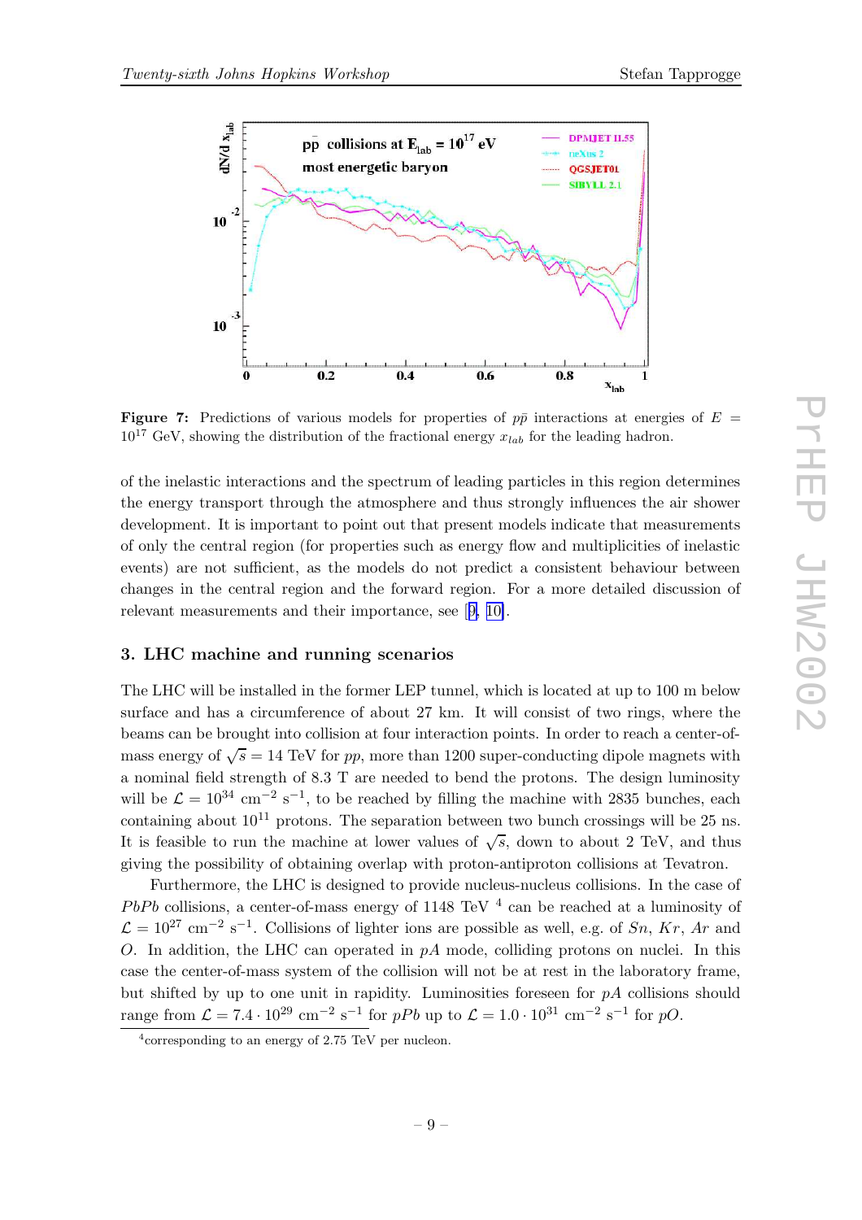**Figure 7:** Predictions of various models for properties of $p\bar{p}$ interactions at energies of $E = 10^{17}$ GeV, showing the distribution of the fractional energy $x_{lab}$ for the leading hadron.

of the inelastic interactions and the spectrum of leading particles in this region determines the energy transport through the atmosphere and thus strongly influences the air shower development. It is important to point out that present models indicate that measurements of only the central region (for properties such as energy flow and multiplicities of inelastic events) are not sufficient, as the models do not predict a consistent behaviour between changes in the central region and the forward region. For a more detailed discussion of relevant measurements and their importance, see [9, 10].

## 3. LHC machine and running scenarios

The LHC will be installed in the former LEP tunnel, which is located at up to 100 m below surface and has a circumference of about 27 km. It will consist of two rings, where the beams can be brought into collision at four interaction points. In order to reach a center-of-mass energy of $\sqrt{s} = 14$ TeV for $pp$, more than 1200 super-conducting dipole magnets with a nominal field strength of 8.3 T are needed to bend the protons. The design luminosity will be $\mathcal{L} = 10^{34}$ cm$^{-2}$ s$^{-1}$, to be reached by filling the machine with 2835 bunches, each containing about $10^{11}$ protons. The separation between two bunch crossings will be 25 ns. It is feasible to run the machine at lower values of $\sqrt{s}$, down to about 2 TeV, and thus giving the possibility of obtaining overlap with proton-antiproton collisions at Tevatron.

Furthermore, the LHC is designed to provide nucleus-nucleus collisions. In the case of $PbPb$ collisions, a center-of-mass energy of 1148 TeV [4] can be reached at a luminosity of $\mathcal{L} = 10^{27}$ cm$^{-2}$ s$^{-1}$. Collisions of lighter ions are possible as well, e.g. of $Sn$, $Kr$, $Ar$ and $O$. In addition, the LHC can operated in $pA$ mode, colliding protons on nuclei. In this case the center-of-mass system of the collision will not be at rest in the laboratory frame, but shifted by up to one unit in rapidity. Luminosities foreseen for $pA$ collisions should range from $\mathcal{L} = 7.4 \cdot 10^{29}$ cm$^{-2}$ s$^{-1}$ for $pPb$ up to $\mathcal{L} = 1.0 \cdot 10^{31}$ cm$^{-2}$ s$^{-1}$ for $pO$.

[4] corresponding to an energy of 2.75 TeV per nucleon.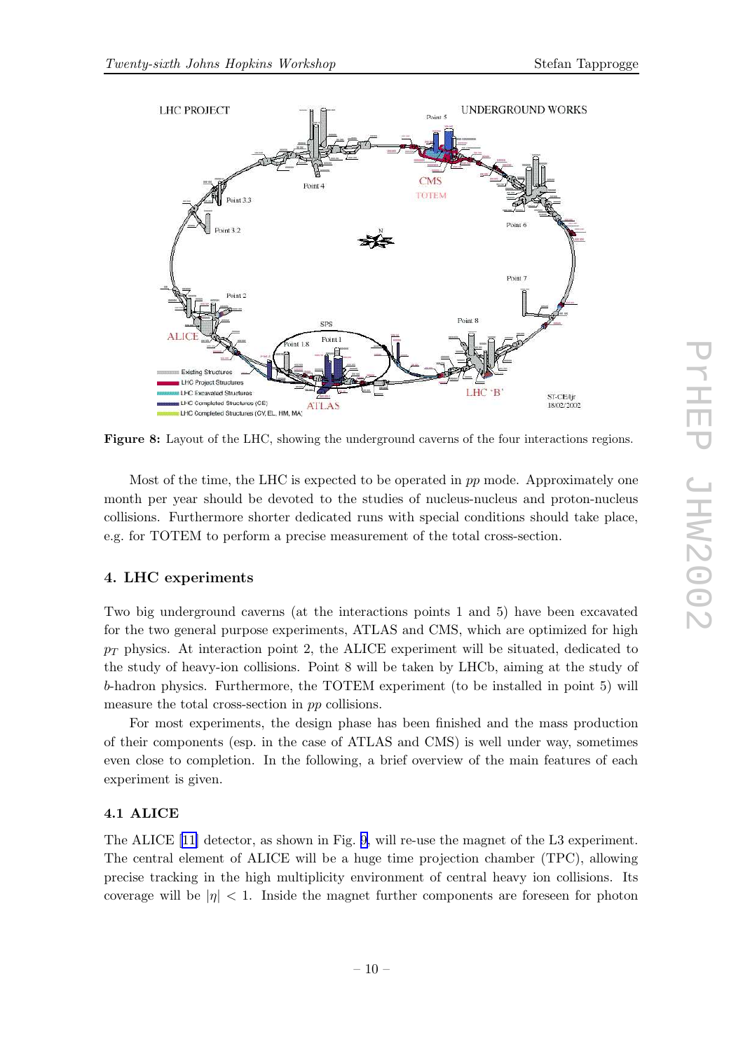**Figure 8:** Layout of the LHC, showing the underground caverns of the four interactions regions.

Most of the time, the LHC is expected to be operated in *pp* mode. Approximately one month per year should be devoted to the studies of nucleus-nucleus and proton-nucleus collisions. Furthermore shorter dedicated runs with special conditions should take place, e.g. for TOTEM to perform a precise measurement of the total cross-section.

## 4. LHC experiments

Two big underground caverns (at the interactions points 1 and 5) have been excavated for the two general purpose experiments, ATLAS and CMS, which are optimized for high $p_T$ physics. At interaction point 2, the ALICE experiment will be situated, dedicated to the study of heavy-ion collisions. Point 8 will be taken by LHCb, aiming at the study of $b$-hadron physics. Furthermore, the TOTEM experiment (to be installed in point 5) will measure the total cross-section in *pp* collisions.

For most experiments, the design phase has been finished and the mass production of their components (esp. in the case of ATLAS and CMS) is well under way, sometimes even close to completion. In the following, a brief overview of the main features of each experiment is given.

### 4.1 ALICE

The ALICE [11] detector, as shown in Fig. 9, will re-use the magnet of the L3 experiment. The central element of ALICE will be a huge time projection chamber (TPC), allowing precise tracking in the high multiplicity environment of central heavy ion collisions. Its coverage will be $|\eta| < 1$. Inside the magnet further components are foreseen for photon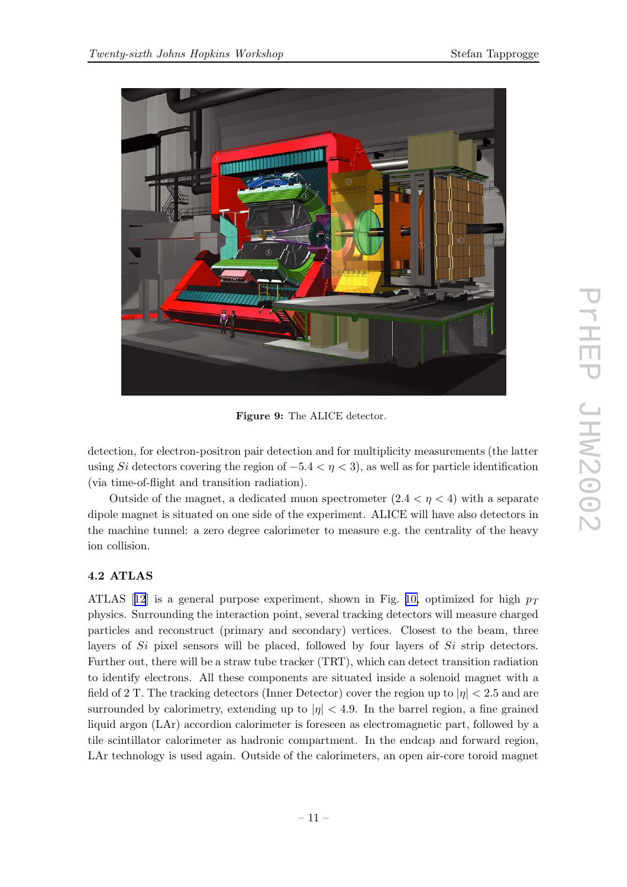Figure 9: The ALICE detector.

detection, for electron-positron pair detection and for multiplicity measurements (the latter using $Si$ detectors covering the region of $-5.4 < \eta < 3$), as well as for particle identification (via time-of-flight and transition radiation).

Outside of the magnet, a dedicated muon spectrometer ($2.4 < \eta < 4$) with a separate dipole magnet is situated on one side of the experiment. ALICE will have also detectors in the machine tunnel: a zero degree calorimeter to measure e.g. the centrality of the heavy ion collision.

### 4.2 ATLAS

ATLAS [12] is a general purpose experiment, shown in Fig. 10, optimized for high $p_T$ physics. Surrounding the interaction point, several tracking detectors will measure charged particles and reconstruct (primary and secondary) vertices. Closest to the beam, three layers of $Si$ pixel sensors will be placed, followed by four layers of $Si$ strip detectors. Further out, there will be a straw tube tracker (TRT), which can detect transition radiation to identify electrons. All these components are situated inside a solenoid magnet with a field of 2 T. The tracking detectors (Inner Detector) cover the region up to $|\eta| < 2.5$ and are surrounded by calorimetry, extending up to $|\eta| < 4.9$. In the barrel region, a fine grained liquid argon (LAr) accordion calorimeter is foreseen as electromagnetic part, followed by a tile scintillator calorimeter as hadronic compartment. In the endcap and forward region, LAr technology is used again. Outside of the calorimeters, an open air-core toroid magnet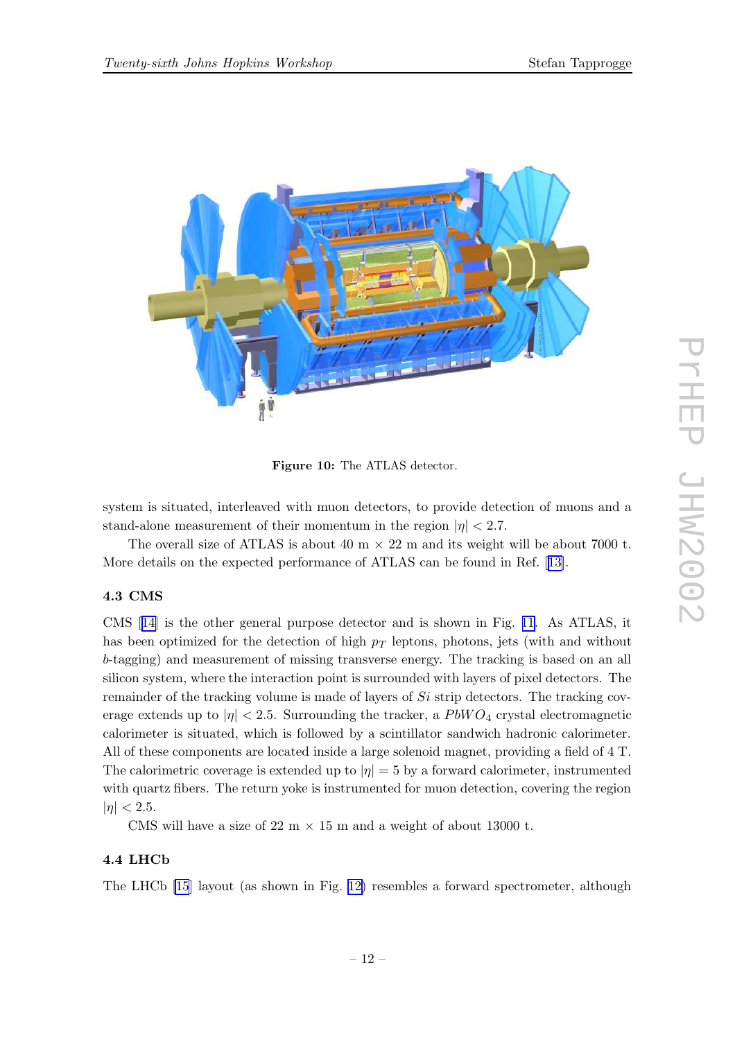Figure 10: The ATLAS detector.

system is situated, interleaved with muon detectors, to provide detection of muons and a stand-alone measurement of their momentum in the region $|\eta| < 2.7$.

The overall size of ATLAS is about 40 m × 22 m and its weight will be about 7000 t. More details on the expected performance of ATLAS can be found in Ref. [13].

### 4.3 CMS

CMS [14] is the other general purpose detector and is shown in Fig. 11. As ATLAS, it has been optimized for the detection of high $p_T$ leptons, photons, jets (with and without $b$-tagging) and measurement of missing transverse energy. The tracking is based on an all silicon system, where the interaction point is surrounded with layers of pixel detectors. The remainder of the tracking volume is made of layers of $Si$ strip detectors. The tracking coverage extends up to $|\eta| < 2.5$. Surrounding the tracker, a $PbWO_4$ crystal electromagnetic calorimeter is situated, which is followed by a scintillator sandwich hadronic calorimeter. All of these components are located inside a large solenoid magnet, providing a field of 4 T. The calorimetric coverage is extended up to $|\eta| = 5$ by a forward calorimeter, instrumented with quartz fibers. The return yoke is instrumented for muon detection, covering the region $|\eta| < 2.5$.

CMS will have a size of 22 m × 15 m and a weight of about 13000 t.

### 4.4 LHCb

The LHCb [15] layout (as shown in Fig. 12) resembles a forward spectrometer, although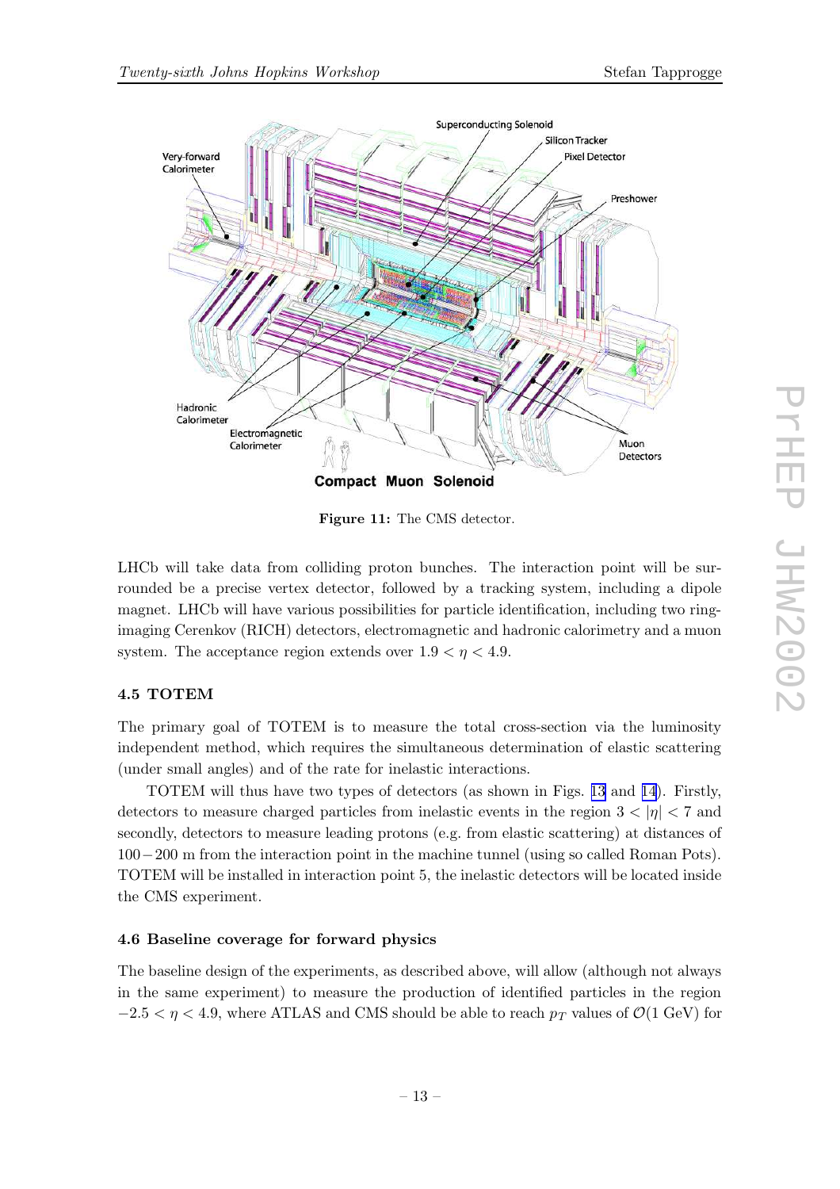**Figure 11:** The CMS detector.

LHCb will take data from colliding proton bunches. The interaction point will be surrounded be a precise vertex detector, followed by a tracking system, including a dipole magnet. LHCb will have various possibilities for particle identification, including two ring-imaging Cerenkov (RICH) detectors, electromagnetic and hadronic calorimetry and a muon system. The acceptance region extends over $1.9 < \eta < 4.9$.

### 4.5 TOTEM

The primary goal of TOTEM is to measure the total cross-section via the luminosity independent method, which requires the simultaneous determination of elastic scattering (under small angles) and of the rate for inelastic interactions.

TOTEM will thus have two types of detectors (as shown in Figs. 13 and 14). Firstly, detectors to measure charged particles from inelastic events in the region $3 < |\eta| < 7$ and secondly, detectors to measure leading protons (e.g. from elastic scattering) at distances of $100 - 200$ m from the interaction point in the machine tunnel (using so called Roman Pots). TOTEM will be installed in interaction point 5, the inelastic detectors will be located inside the CMS experiment.

### 4.6 Baseline coverage for forward physics

The baseline design of the experiments, as described above, will allow (although not always in the same experiment) to measure the production of identified particles in the region $-2.5 < \eta < 4.9$, where ATLAS and CMS should be able to reach $p_T$ values of $\mathcal{O}(1 \text{ GeV})$ for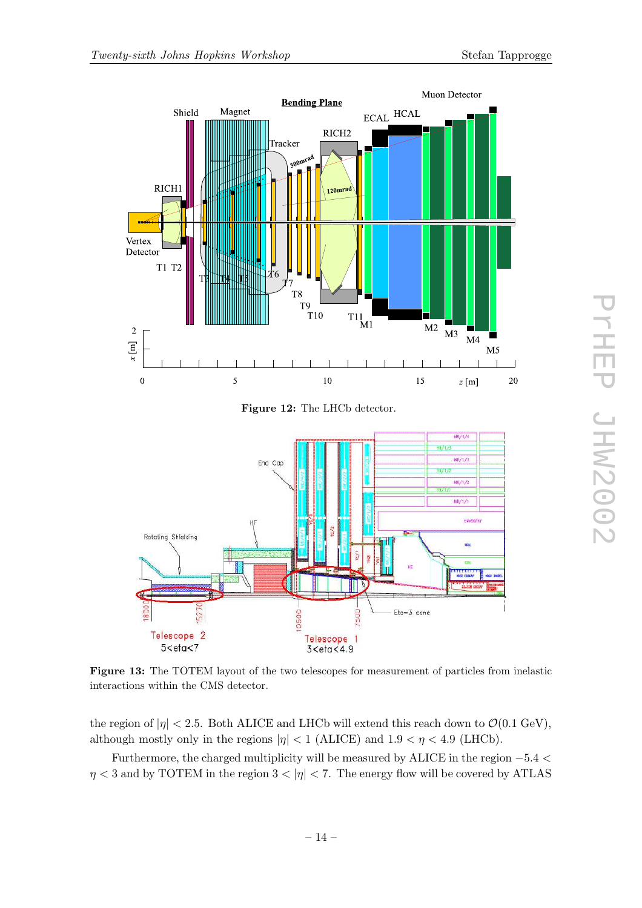**Figure 12:** The LHCb detector.

**Figure 13:** The TOTEM layout of the two telescopes for measurement of particles from inelastic interactions within the CMS detector.

the region of $|\eta| < 2.5$. Both ALICE and LHCb will extend this reach down to $\mathcal{O}(0.1\ \text{GeV})$, although mostly only in the regions $|\eta| < 1$ (ALICE) and $1.9 < \eta < 4.9$ (LHCb).

Furthermore, the charged multiplicity will be measured by ALICE in the region $-5.4 < \eta < 3$ and by TOTEM in the region $3 < |\eta| < 7$. The energy flow will be covered by ATLAS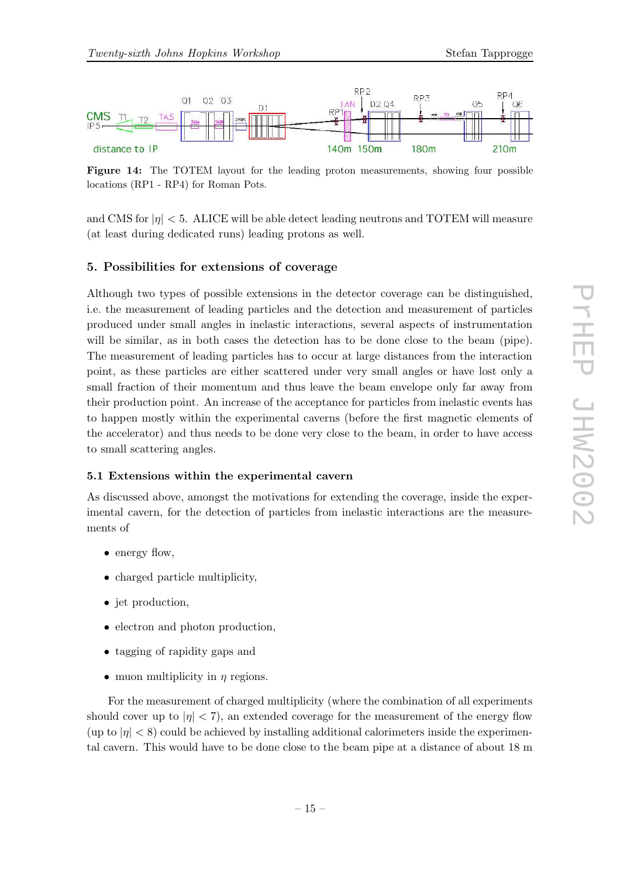**Figure 14:** The TOTEM layout for the leading proton measurements, showing four possible locations (RP1 - RP4) for Roman Pots.

and CMS for $|\eta| < 5$. ALICE will be able detect leading neutrons and TOTEM will measure (at least during dedicated runs) leading protons as well.

## 5. Possibilities for extensions of coverage

Although two types of possible extensions in the detector coverage can be distinguished, i.e. the measurement of leading particles and the detection and measurement of particles produced under small angles in inelastic interactions, several aspects of instrumentation will be similar, as in both cases the detection has to be done close to the beam (pipe). The measurement of leading particles has to occur at large distances from the interaction point, as these particles are either scattered under very small angles or have lost only a small fraction of their momentum and thus leave the beam envelope only far away from their production point. An increase of the acceptance for particles from inelastic events has to happen mostly within the experimental caverns (before the first magnetic elements of the accelerator) and thus needs to be done very close to the beam, in order to have access to small scattering angles.

### 5.1 Extensions within the experimental cavern

As discussed above, amongst the motivations for extending the coverage, inside the experimental cavern, for the detection of particles from inelastic interactions are the measurements of

- energy flow,
- charged particle multiplicity,
- jet production,
- electron and photon production,
- tagging of rapidity gaps and
- muon multiplicity in $\eta$ regions.

For the measurement of charged multiplicity (where the combination of all experiments should cover up to $|\eta| < 7$), an extended coverage for the measurement of the energy flow (up to $|\eta| < 8$) could be achieved by installing additional calorimeters inside the experimental cavern. This would have to be done close to the beam pipe at a distance of about 18 m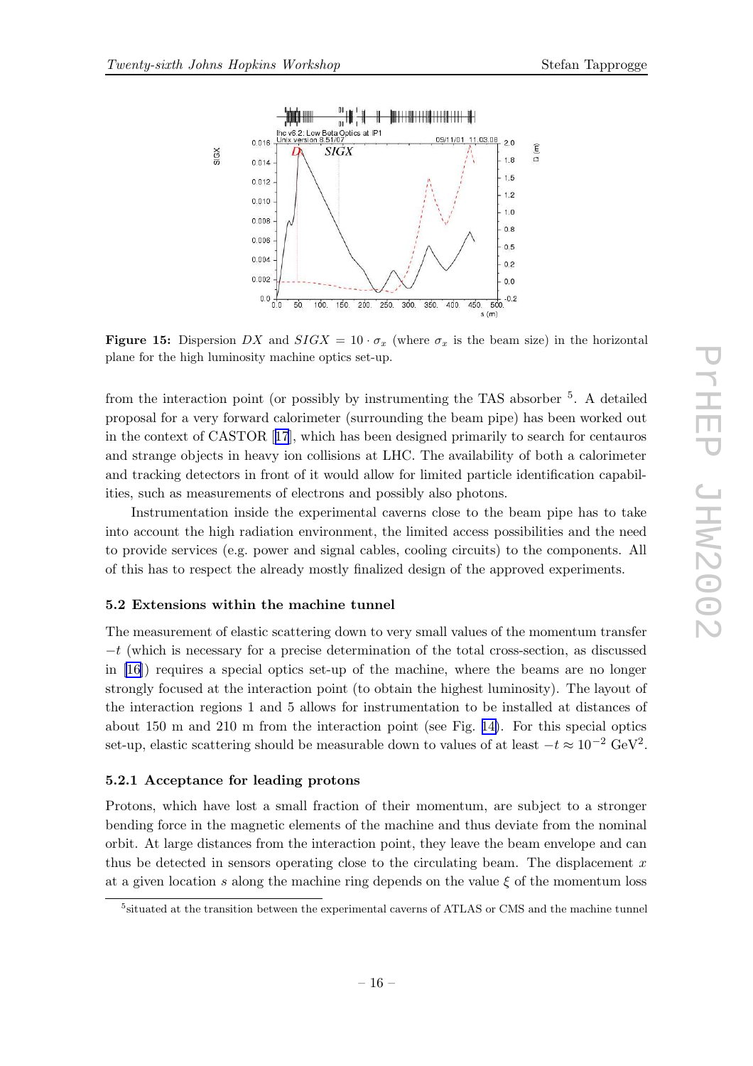**Figure 15:** Dispersion $DX$ and $SIGX = 10 \cdot \sigma_x$ (where $\sigma_x$ is the beam size) in the horizontal plane for the high luminosity machine optics set-up.

from the interaction point (or possibly by instrumenting the TAS absorber [5]. A detailed proposal for a very forward calorimeter (surrounding the beam pipe) has been worked out in the context of CASTOR [17], which has been designed primarily to search for centauros and strange objects in heavy ion collisions at LHC. The availability of both a calorimeter and tracking detectors in front of it would allow for limited particle identification capabilities, such as measurements of electrons and possibly also photons.

Instrumentation inside the experimental caverns close to the beam pipe has to take into account the high radiation environment, the limited access possibilities and the need to provide services (e.g. power and signal cables, cooling circuits) to the components. All of this has to respect the already mostly finalized design of the approved experiments.

### 5.2 Extensions within the machine tunnel

The measurement of elastic scattering down to very small values of the momentum transfer $-t$ (which is necessary for a precise determination of the total cross-section, as discussed in [16]) requires a special optics set-up of the machine, where the beams are no longer strongly focused at the interaction point (to obtain the highest luminosity). The layout of the interaction regions 1 and 5 allows for instrumentation to be installed at distances of about 150 m and 210 m from the interaction point (see Fig. 14). For this special optics set-up, elastic scattering should be measurable down to values of at least $-t \approx 10^{-2}$ GeV$^2$.

#### 5.2.1 Acceptance for leading protons

Protons, which have lost a small fraction of their momentum, are subject to a stronger bending force in the magnetic elements of the machine and thus deviate from the nominal orbit. At large distances from the interaction point, they leave the beam envelope and can thus be detected in sensors operating close to the circulating beam. The displacement $x$ at a given location $s$ along the machine ring depends on the value $\xi$ of the momentum loss

[5] situated at the transition between the experimental caverns of ATLAS or CMS and the machine tunnel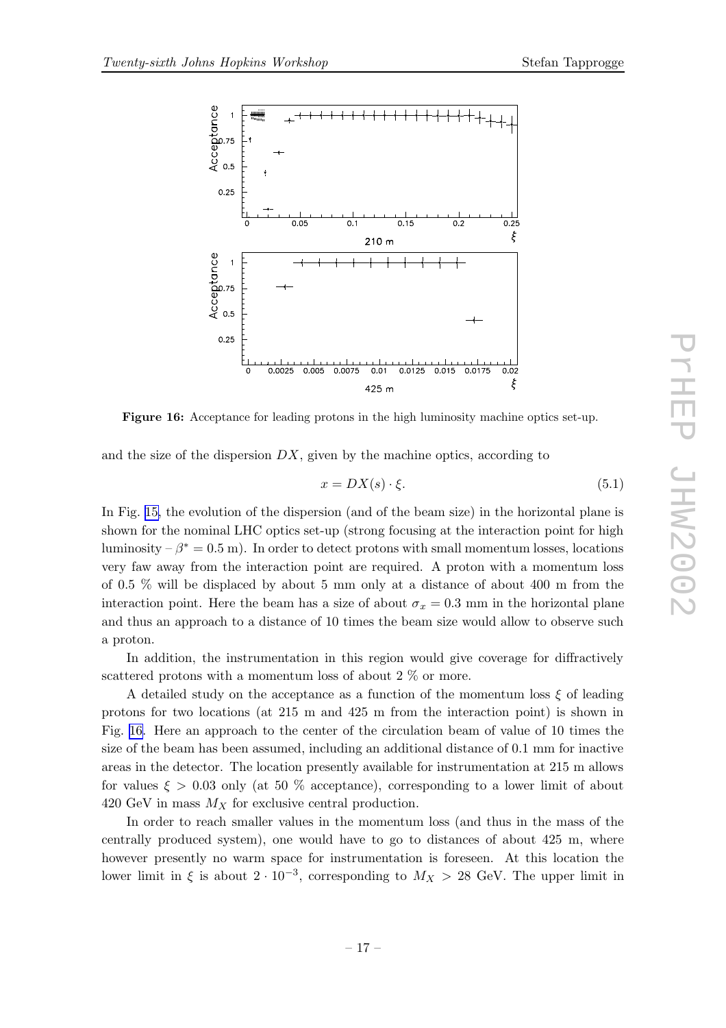**Figure 16:** Acceptance for leading protons in the high luminosity machine optics set-up.

and the size of the dispersion $DX$, given by the machine optics, according to

$$x = DX(s) \cdot \xi. \tag{5.1}$$

In Fig. 15, the evolution of the dispersion (and of the beam size) in the horizontal plane is shown for the nominal LHC optics set-up (strong focusing at the interaction point for high luminosity – $\beta^* = 0.5$ m). In order to detect protons with small momentum losses, locations very faw away from the interaction point are required. A proton with a momentum loss of 0.5 % will be displaced by about 5 mm only at a distance of about 400 m from the interaction point. Here the beam has a size of about $\sigma_x = 0.3$ mm in the horizontal plane and thus an approach to a distance of 10 times the beam size would allow to observe such a proton.

In addition, the instrumentation in this region would give coverage for diffractively scattered protons with a momentum loss of about 2 % or more.

A detailed study on the acceptance as a function of the momentum loss $\xi$ of leading protons for two locations (at 215 m and 425 m from the interaction point) is shown in Fig. 16. Here an approach to the center of the circulation beam of value of 10 times the size of the beam has been assumed, including an additional distance of 0.1 mm for inactive areas in the detector. The location presently available for instrumentation at 215 m allows for values $\xi > 0.03$ only (at 50 % acceptance), corresponding to a lower limit of about 420 GeV in mass $M_X$ for exclusive central production.

In order to reach smaller values in the momentum loss (and thus in the mass of the centrally produced system), one would have to go to distances of about 425 m, where however presently no warm space for instrumentation is foreseen. At this location the lower limit in $\xi$ is about $2 \cdot 10^{-3}$, corresponding to $M_X > 28$ GeV. The upper limit in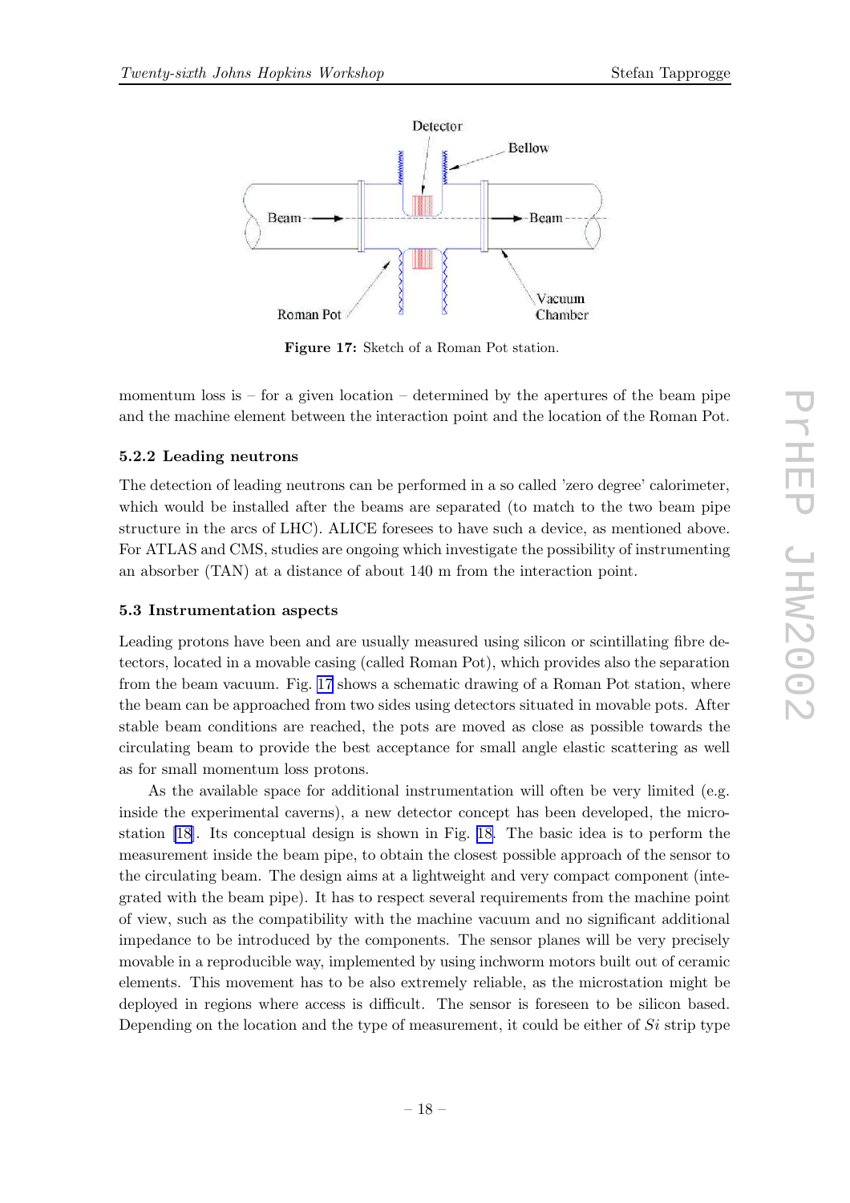Figure 17: Sketch of a Roman Pot station.

momentum loss is – for a given location – determined by the apertures of the beam pipe and the machine element between the interaction point and the location of the Roman Pot.

### 5.2.2 Leading neutrons

The detection of leading neutrons can be performed in a so called 'zero degree' calorimeter, which would be installed after the beams are separated (to match to the two beam pipe structure in the arcs of LHC). ALICE foresees to have such a device, as mentioned above. For ATLAS and CMS, studies are ongoing which investigate the possibility of instrumenting an absorber (TAN) at a distance of about 140 m from the interaction point.

## 5.3 Instrumentation aspects

Leading protons have been and are usually measured using silicon or scintillating fibre detectors, located in a movable casing (called Roman Pot), which provides also the separation from the beam vacuum. Fig. 17 shows a schematic drawing of a Roman Pot station, where the beam can be approached from two sides using detectors situated in movable pots. After stable beam conditions are reached, the pots are moved as close as possible towards the circulating beam to provide the best acceptance for small angle elastic scattering as well as for small momentum loss protons.

As the available space for additional instrumentation will often be very limited (e.g. inside the experimental caverns), a new detector concept has been developed, the microstation [18]. Its conceptual design is shown in Fig. 18. The basic idea is to perform the measurement inside the beam pipe, to obtain the closest possible approach of the sensor to the circulating beam. The design aims at a lightweight and very compact component (integrated with the beam pipe). It has to respect several requirements from the machine point of view, such as the compatibility with the machine vacuum and no significant additional impedance to be introduced by the components. The sensor planes will be very precisely movable in a reproducible way, implemented by using inchworm motors built out of ceramic elements. This movement has to be also extremely reliable, as the microstation might be deployed in regions where access is difficult. The sensor is foreseen to be silicon based. Depending on the location and the type of measurement, it could be either of *Si* strip type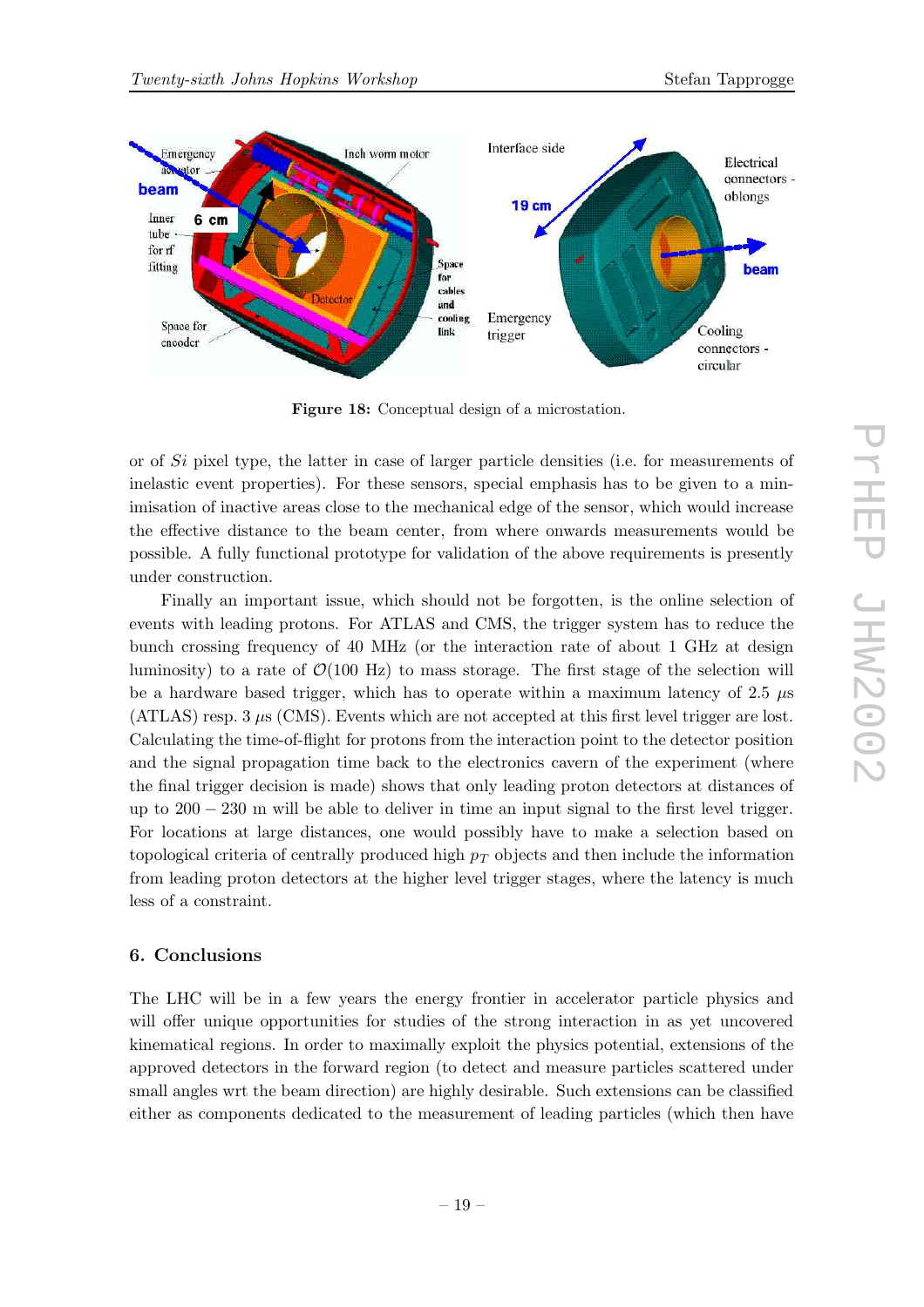Figure 18: Conceptual design of a microstation.

or of *Si* pixel type, the latter in case of larger particle densities (i.e. for measurements of inelastic event properties). For these sensors, special emphasis has to be given to a minimisation of inactive areas close to the mechanical edge of the sensor, which would increase the effective distance to the beam center, from where onwards measurements would be possible. A fully functional prototype for validation of the above requirements is presently under construction.

Finally an important issue, which should not be forgotten, is the online selection of events with leading protons. For ATLAS and CMS, the trigger system has to reduce the bunch crossing frequency of 40 MHz (or the interaction rate of about 1 GHz at design luminosity) to a rate of $\mathcal{O}(100 \text{ Hz})$ to mass storage. The first stage of the selection will be a hardware based trigger, which has to operate within a maximum latency of 2.5 $\mu$s (ATLAS) resp. 3 $\mu$s (CMS). Events which are not accepted at this first level trigger are lost. Calculating the time-of-flight for protons from the interaction point to the detector position and the signal propagation time back to the electronics cavern of the experiment (where the final trigger decision is made) shows that only leading proton detectors at distances of up to $200 - 230$ m will be able to deliver in time an input signal to the first level trigger. For locations at large distances, one would possibly have to make a selection based on topological criteria of centrally produced high $p_T$ objects and then include the information from leading proton detectors at the higher level trigger stages, where the latency is much less of a constraint.

## 6. Conclusions

The LHC will be in a few years the energy frontier in accelerator particle physics and will offer unique opportunities for studies of the strong interaction in as yet uncovered kinematical regions. In order to maximally exploit the physics potential, extensions of the approved detectors in the forward region (to detect and measure particles scattered under small angles wrt the beam direction) are highly desirable. Such extensions can be classified either as components dedicated to the measurement of leading particles (which then have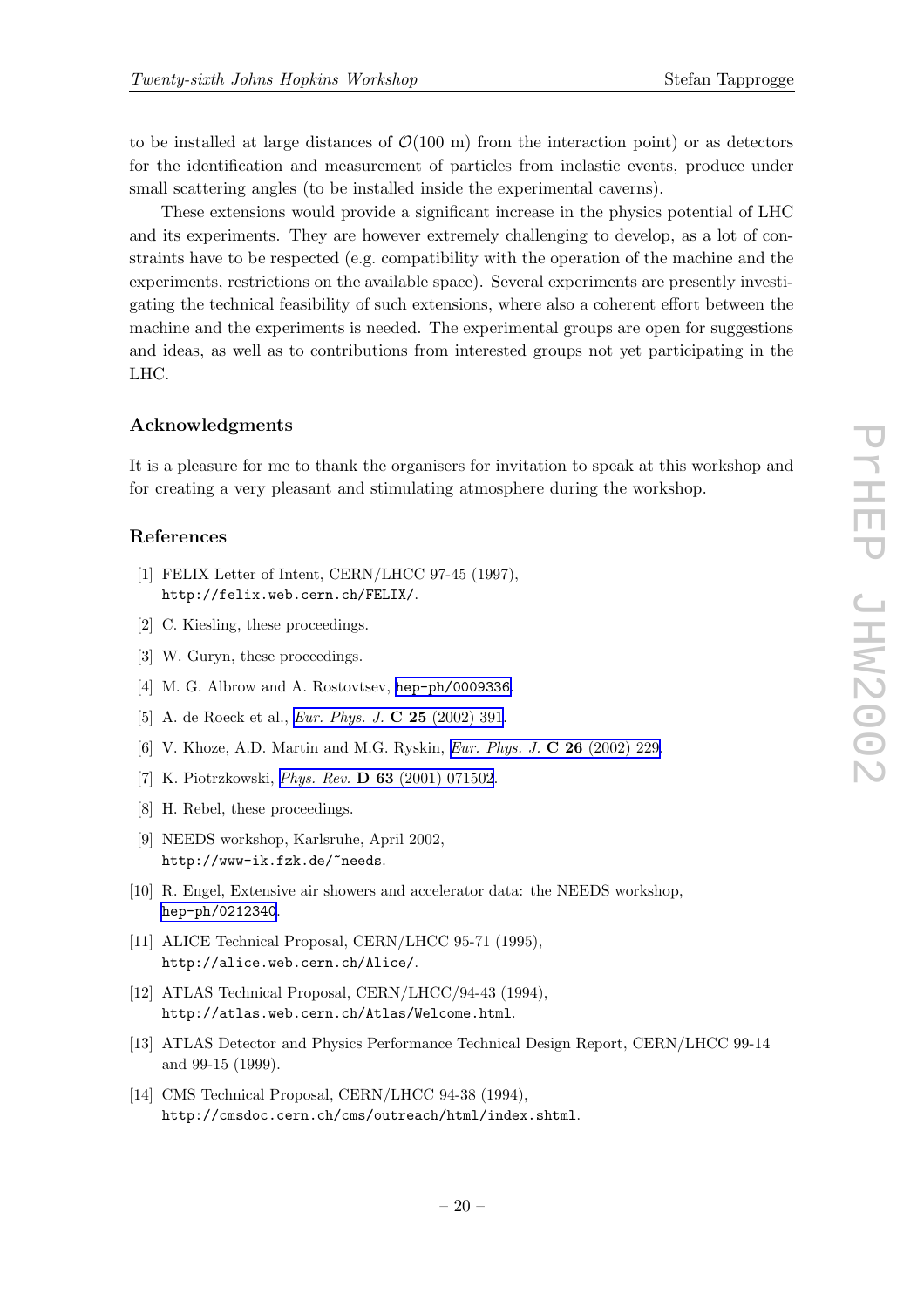to be installed at large distances of $\mathcal{O}(100 \text{ m})$ from the interaction point) or as detectors for the identification and measurement of particles from inelastic events, produce under small scattering angles (to be installed inside the experimental caverns).

These extensions would provide a significant increase in the physics potential of LHC and its experiments. They are however extremely challenging to develop, as a lot of constraints have to be respected (e.g. compatibility with the operation of the machine and the experiments, restrictions on the available space). Several experiments are presently investigating the technical feasibility of such extensions, where also a coherent effort between the machine and the experiments is needed. The experimental groups are open for suggestions and ideas, as well as to contributions from interested groups not yet participating in the LHC.

## Acknowledgments

It is a pleasure for me to thank the organisers for invitation to speak at this workshop and for creating a very pleasant and stimulating atmosphere during the workshop.

## References

[1] FELIX Letter of Intent, CERN/LHCC 97-45 (1997), `http://felix.web.cern.ch/FELIX/`.

[2] C. Kiesling, these proceedings.

[3] W. Guryn, these proceedings.

[4] M. G. Albrow and A. Rostovtsev, `hep-ph/0009336`.

[5] A. de Roeck et al., *Eur. Phys. J.* **C 25** (2002) 391.

[6] V. Khoze, A.D. Martin and M.G. Ryskin, *Eur. Phys. J.* **C 26** (2002) 229.

[7] K. Piotrzkowski, *Phys. Rev.* **D 63** (2001) 071502.

[8] H. Rebel, these proceedings.

[9] NEEDS workshop, Karlsruhe, April 2002, `http://www-ik.fzk.de/~needs`.

[10] R. Engel, Extensive air showers and accelerator data: the NEEDS workshop, `hep-ph/0212340`.

[11] ALICE Technical Proposal, CERN/LHCC 95-71 (1995), `http://alice.web.cern.ch/Alice/`.

[12] ATLAS Technical Proposal, CERN/LHCC/94-43 (1994), `http://atlas.web.cern.ch/Atlas/Welcome.html`.

[13] ATLAS Detector and Physics Performance Technical Design Report, CERN/LHCC 99-14 and 99-15 (1999).

[14] CMS Technical Proposal, CERN/LHCC 94-38 (1994), `http://cmsdoc.cern.ch/cms/outreach/html/index.shtml`.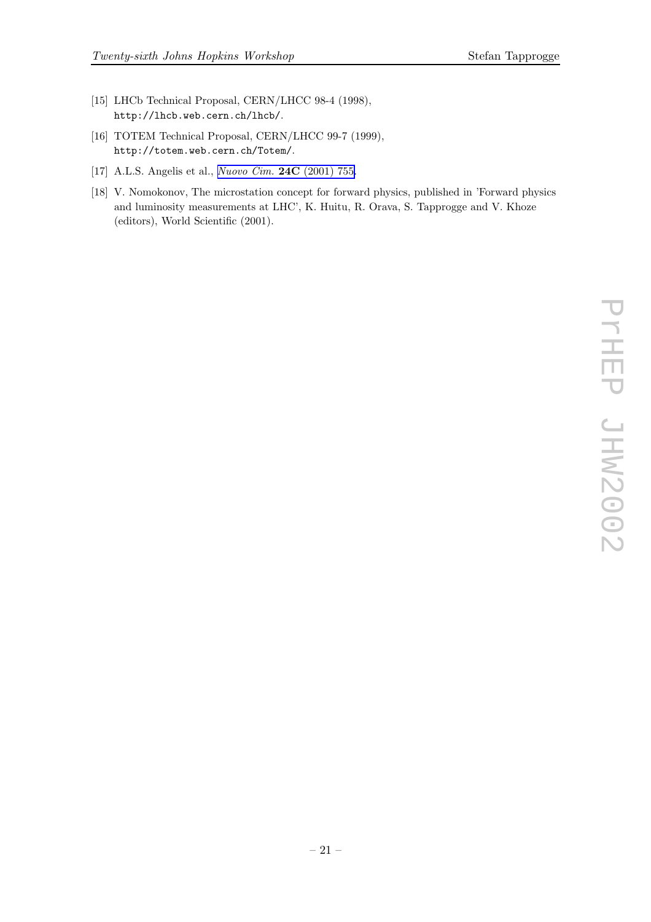[15] LHCb Technical Proposal, CERN/LHCC 98-4 (1998), `http://lhcb.web.cern.ch/lhcb/`.

[16] TOTEM Technical Proposal, CERN/LHCC 99-7 (1999), `http://totem.web.cern.ch/Totem/`.

[17] A.L.S. Angelis et al., *Nuovo Cim.* **24C** (2001) 755.

[18] V. Nomokonov, The microstation concept for forward physics, published in 'Forward physics and luminosity measurements at LHC', K. Huitu, R. Orava, S. Tapprogge and V. Khoze (editors), World Scientific (2001).